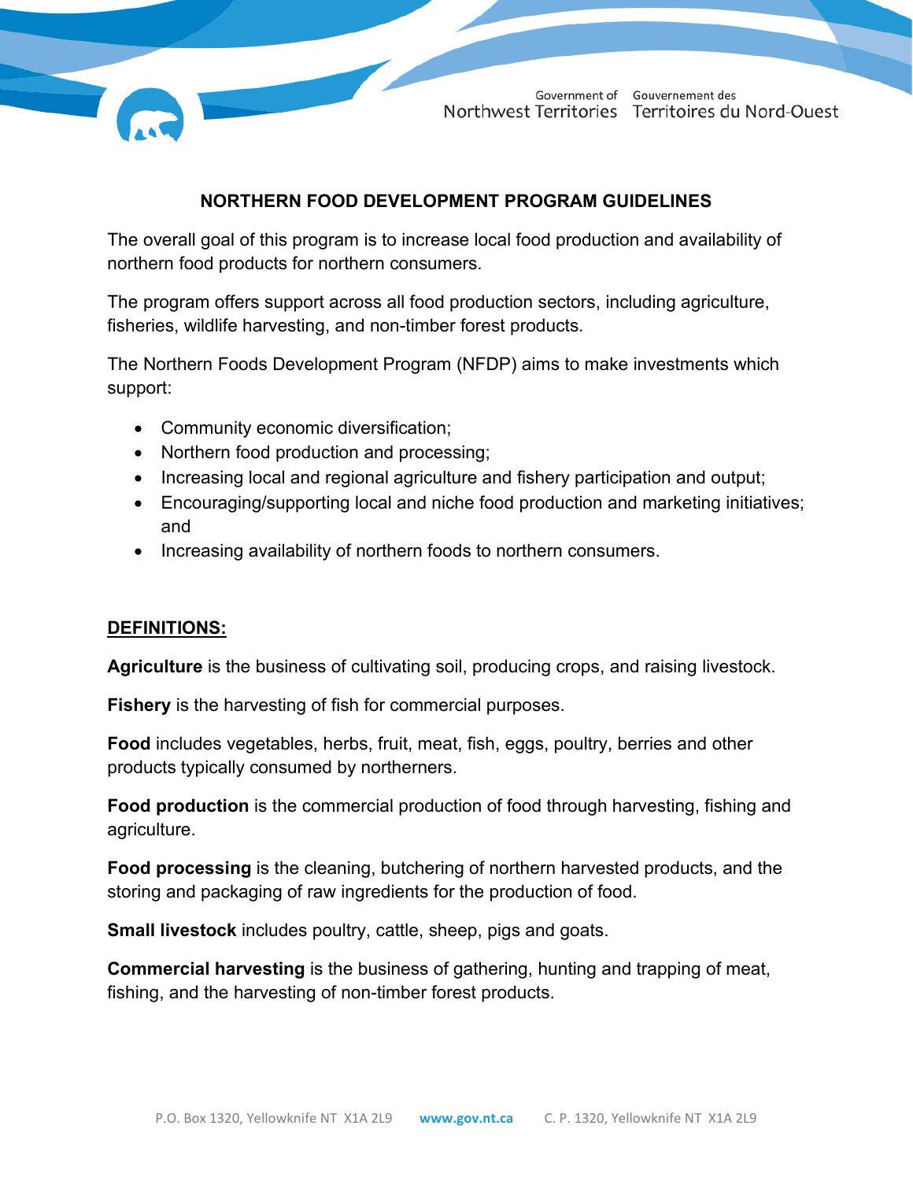# NORTHERN FOOD DEVELOPMENT PROGRAM GUIDELINES

The overall goal of this program is to increase local food production and availability of northern food products for northern consumers.

The program offers support across all food production sectors, including agriculture, fisheries, wildlife harvesting, and non-timber forest products.

The Northern Foods Development Program (NFDP) aims to make investments which support:

- Community economic diversification;
- Northern food production and processing;
- Increasing local and regional agriculture and fishery participation and output;
- Encouraging/supporting local and niche food production and marketing initiatives; and
- Increasing availability of northern foods to northern consumers.

## DEFINITIONS:

**Agriculture** is the business of cultivating soil, producing crops, and raising livestock.

**Fishery** is the harvesting of fish for commercial purposes.

**Food** includes vegetables, herbs, fruit, meat, fish, eggs, poultry, berries and other products typically consumed by northerners.

**Food production** is the commercial production of food through harvesting, fishing and agriculture.

**Food processing** is the cleaning, butchering of northern harvested products, and the storing and packaging of raw ingredients for the production of food.

**Small livestock** includes poultry, cattle, sheep, pigs and goats.

**Commercial harvesting** is the business of gathering, hunting and trapping of meat, fishing, and the harvesting of non-timber forest products.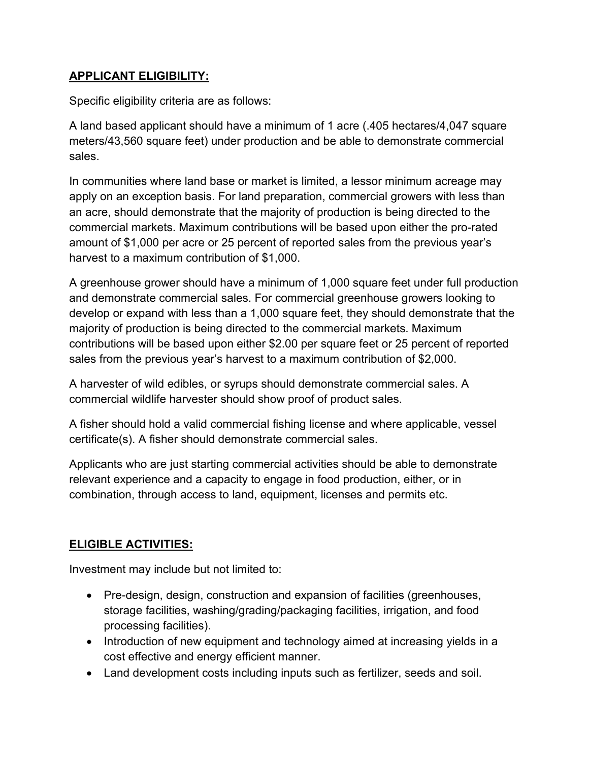## **APPLICANT ELIGIBILITY:**

Specific eligibility criteria are as follows:

A land based applicant should have a minimum of 1 acre (.405 hectares/4,047 square meters/43,560 square feet) under production and be able to demonstrate commercial sales.

In communities where land base or market is limited, a lessor minimum acreage may apply on an exception basis. For land preparation, commercial growers with less than an acre, should demonstrate that the majority of production is being directed to the commercial markets. Maximum contributions will be based upon either the pro-rated amount of $1,000 per acre or 25 percent of reported sales from the previous year's harvest to a maximum contribution of $1,000.

A greenhouse grower should have a minimum of 1,000 square feet under full production and demonstrate commercial sales. For commercial greenhouse growers looking to develop or expand with less than a 1,000 square feet, they should demonstrate that the majority of production is being directed to the commercial markets. Maximum contributions will be based upon either $2.00 per square feet or 25 percent of reported sales from the previous year's harvest to a maximum contribution of $2,000.

A harvester of wild edibles, or syrups should demonstrate commercial sales. A commercial wildlife harvester should show proof of product sales.

A fisher should hold a valid commercial fishing license and where applicable, vessel certificate(s). A fisher should demonstrate commercial sales.

Applicants who are just starting commercial activities should be able to demonstrate relevant experience and a capacity to engage in food production, either, or in combination, through access to land, equipment, licenses and permits etc.

## **ELIGIBLE ACTIVITIES:**

Investment may include but not limited to:

- Pre-design, design, construction and expansion of facilities (greenhouses, storage facilities, washing/grading/packaging facilities, irrigation, and food processing facilities).
- Introduction of new equipment and technology aimed at increasing yields in a cost effective and energy efficient manner.
- Land development costs including inputs such as fertilizer, seeds and soil.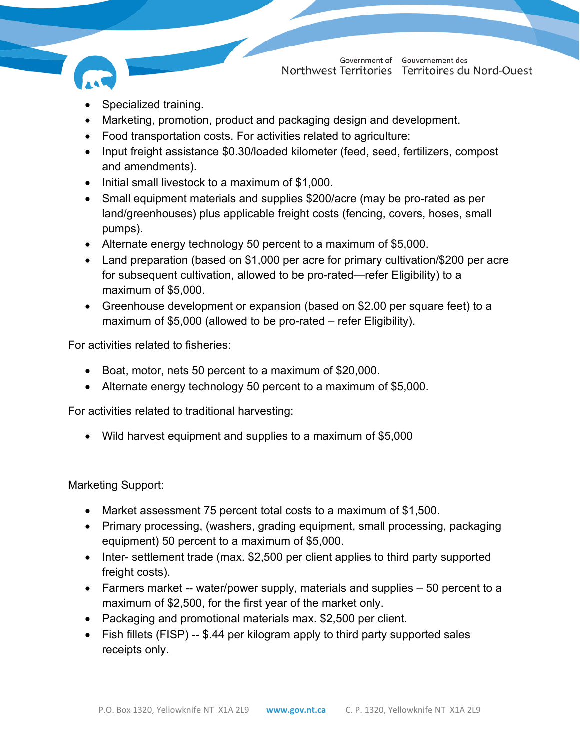- Specialized training.
- Marketing, promotion, product and packaging design and development.
- Food transportation costs. For activities related to agriculture:
- Input freight assistance $0.30/loaded kilometer (feed, seed, fertilizers, compost and amendments).
- Initial small livestock to a maximum of $1,000.
- Small equipment materials and supplies $200/acre (may be pro-rated as per land/greenhouses) plus applicable freight costs (fencing, covers, hoses, small pumps).
- Alternate energy technology 50 percent to a maximum of $5,000.
- Land preparation (based on $1,000 per acre for primary cultivation/$200 per acre for subsequent cultivation, allowed to be pro-rated—refer Eligibility) to a maximum of $5,000.
- Greenhouse development or expansion (based on $2.00 per square feet) to a maximum of $5,000 (allowed to be pro-rated – refer Eligibility).

For activities related to fisheries:

- Boat, motor, nets 50 percent to a maximum of $20,000.
- Alternate energy technology 50 percent to a maximum of $5,000.

For activities related to traditional harvesting:

- Wild harvest equipment and supplies to a maximum of $5,000

Marketing Support:

- Market assessment 75 percent total costs to a maximum of $1,500.
- Primary processing, (washers, grading equipment, small processing, packaging equipment) 50 percent to a maximum of $5,000.
- Inter- settlement trade (max. $2,500 per client applies to third party supported freight costs).
- Farmers market -- water/power supply, materials and supplies – 50 percent to a maximum of $2,500, for the first year of the market only.
- Packaging and promotional materials max. $2,500 per client.
- Fish fillets (FISP) -- $.44 per kilogram apply to third party supported sales receipts only.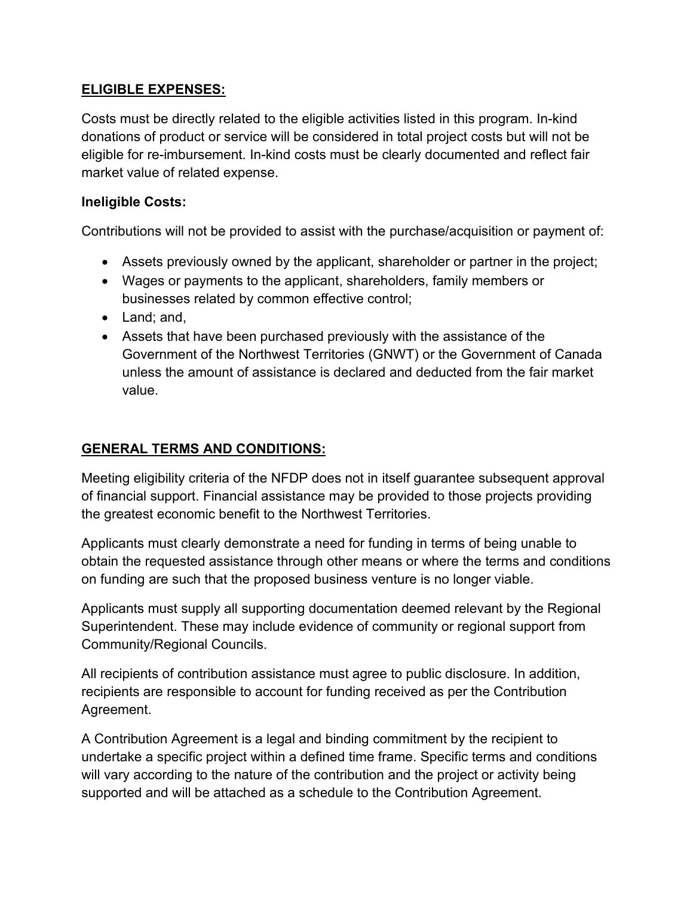## ELIGIBLE EXPENSES:

Costs must be directly related to the eligible activities listed in this program. In-kind donations of product or service will be considered in total project costs but will not be eligible for re-imbursement. In-kind costs must be clearly documented and reflect fair market value of related expense.

### Ineligible Costs:

Contributions will not be provided to assist with the purchase/acquisition or payment of:

- Assets previously owned by the applicant, shareholder or partner in the project;
- Wages or payments to the applicant, shareholders, family members or businesses related by common effective control;
- Land; and,
- Assets that have been purchased previously with the assistance of the Government of the Northwest Territories (GNWT) or the Government of Canada unless the amount of assistance is declared and deducted from the fair market value.

## GENERAL TERMS AND CONDITIONS:

Meeting eligibility criteria of the NFDP does not in itself guarantee subsequent approval of financial support. Financial assistance may be provided to those projects providing the greatest economic benefit to the Northwest Territories.

Applicants must clearly demonstrate a need for funding in terms of being unable to obtain the requested assistance through other means or where the terms and conditions on funding are such that the proposed business venture is no longer viable.

Applicants must supply all supporting documentation deemed relevant by the Regional Superintendent. These may include evidence of community or regional support from Community/Regional Councils.

All recipients of contribution assistance must agree to public disclosure. In addition, recipients are responsible to account for funding received as per the Contribution Agreement.

A Contribution Agreement is a legal and binding commitment by the recipient to undertake a specific project within a defined time frame. Specific terms and conditions will vary according to the nature of the contribution and the project or activity being supported and will be attached as a schedule to the Contribution Agreement.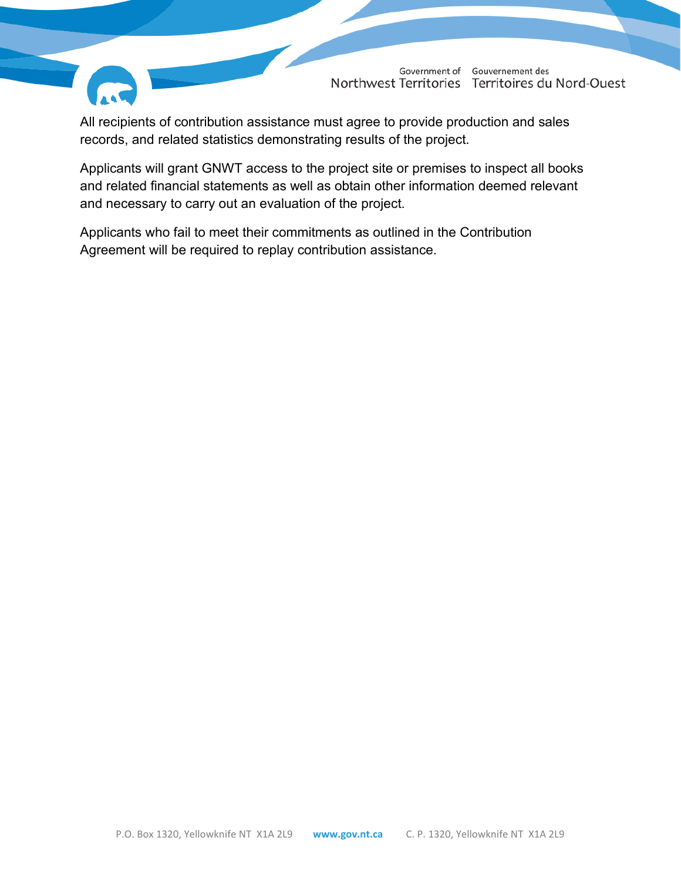All recipients of contribution assistance must agree to provide production and sales records, and related statistics demonstrating results of the project.

Applicants will grant GNWT access to the project site or premises to inspect all books and related financial statements as well as obtain other information deemed relevant and necessary to carry out an evaluation of the project.

Applicants who fail to meet their commitments as outlined in the Contribution Agreement will be required to replay contribution assistance.